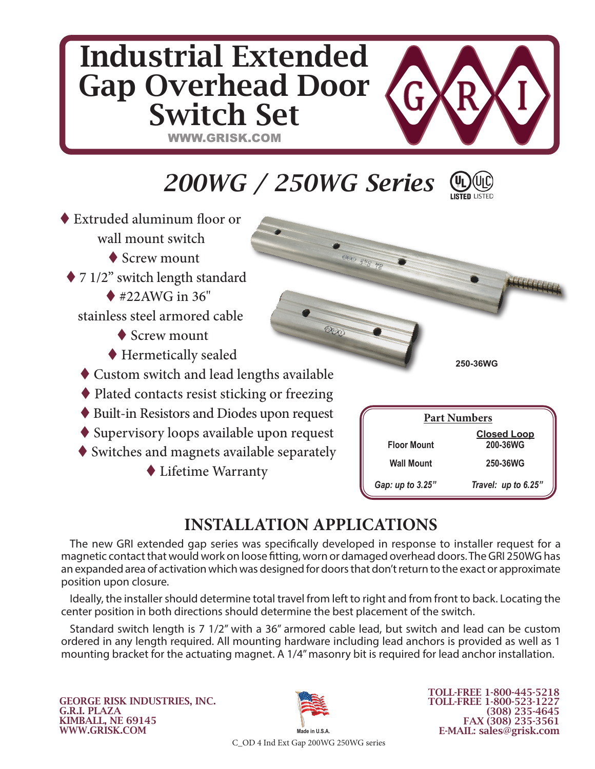# Industrial Extended Gap Overhead Door Switch Set

WWW.GRISK.COM

## 200WG / 250WG Series

- Extruded aluminum floor or wall mount switch
- Screw mount
- 7 1/2" switch length standard
- #22AWG in 36" stainless steel armored cable
- Screw mount
- Hermetically sealed
- Custom switch and lead lengths available
- Plated contacts resist sticking or freezing
- Built-in Resistors and Diodes upon request
- Supervisory loops available upon request
- Switches and magnets available separately
- Lifetime Warranty

250-36WG

**Part Numbers**

| | Closed Loop |
|---|---|
| Floor Mount | 200-36WG |
| Wall Mount | 250-36WG |
| *Gap: up to 3.25"* | *Travel: up to 6.25"* |

## INSTALLATION APPLICATIONS

The new GRI extended gap series was specifically developed in response to installer request for a magnetic contact that would work on loose fitting, worn or damaged overhead doors. The GRI 250WG has an expanded area of activation which was designed for doors that don't return to the exact or approximate position upon closure.

Ideally, the installer should determine total travel from left to right and from front to back. Locating the center position in both directions should determine the best placement of the switch.

Standard switch length is 7 1/2" with a 36" armored cable lead, but switch and lead can be custom ordered in any length required. All mounting hardware including lead anchors is provided as well as 1 mounting bracket for the actuating magnet. A 1/4" masonry bit is required for lead anchor installation.

**GEORGE RISK INDUSTRIES, INC.**
**G.R.I. PLAZA**
**KIMBALL, NE 69145**
**WWW.GRISK.COM**

Made in U.S.A.

**TOLL-FREE 1-800-445-5218**
**TOLL-FREE 1-800-523-1227**
**(308) 235-4645**
**FAX (308) 235-3561**
**E-MAIL: sales@grisk.com**

C_OD 4 Ind Ext Gap 200WG 250WG series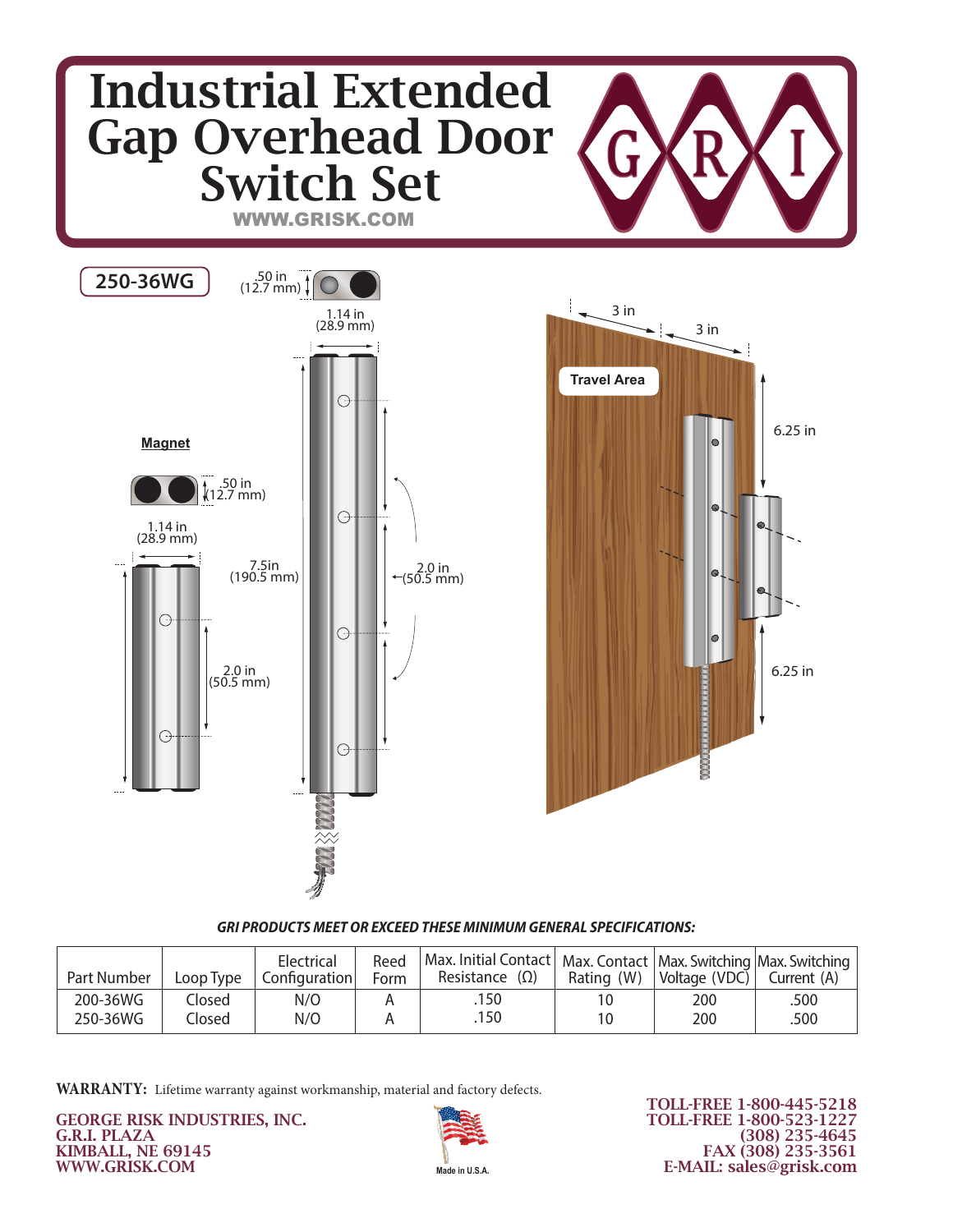# Industrial Extended Gap Overhead Door Switch Set

WWW.GRISK.COM

**250-36WG**

.50 in (12.7 mm)

1.14 in (28.9 mm)

**Magnet**

.50 in (12.7 mm)

1.14 in (28.9 mm)

7.5in (190.5 mm)

2.0 in (50.5 mm)

2.0 in (50.5 mm)

3 in

3 in

Travel Area

6.25 in

6.25 in

***GRI PRODUCTS MEET OR EXCEED THESE MINIMUM GENERAL SPECIFICATIONS:***

| Part Number | Loop Type | Electrical Configuration | Reed Form | Max. Initial Contact Resistance (Ω) | Max. Contact Rating (W) | Max. Switching Voltage (VDC) | Max. Switching Current (A) |
|---|---|---|---|---|---|---|---|
| 200-36WG | Closed | N/O | A | .150 | 10 | 200 | .500 |
| 250-36WG | Closed | N/O | A | .150 | 10 | 200 | .500 |

**WARRANTY:** Lifetime warranty against workmanship, material and factory defects.

**GEORGE RISK INDUSTRIES, INC.**
**G.R.I. PLAZA**
**KIMBALL, NE 69145**
**WWW.GRISK.COM**

Made in U.S.A.

**TOLL-FREE 1-800-445-5218**
**TOLL-FREE 1-800-523-1227**
**(308) 235-4645**
**FAX (308) 235-3561**
**E-MAIL: sales@grisk.com**